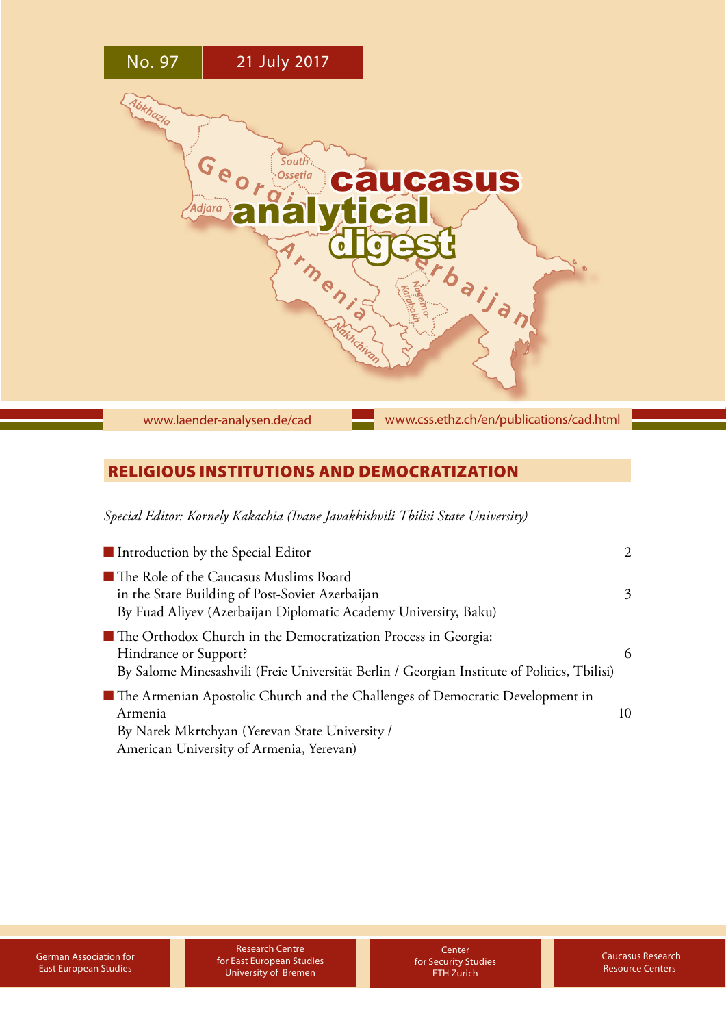No. 97 | 21 July 2017

# caucasus analytical digest

www.laender-analysen.de/cad | www.css.ethz.ch/en/publications/cad.html

## RELIGIOUS INSTITUTIONS AND DEMOCRATIZATION

*Special Editor: Kornely Kakachia (Ivane Javakhishvili Tbilisi State University)*

- Introduction by the Special Editor — 2
- The Role of the Caucasus Muslims Board in the State Building of Post-Soviet Azerbaijan  
  By Fuad Aliyev (Azerbaijan Diplomatic Academy University, Baku) — 3
- The Orthodox Church in the Democratization Process in Georgia: Hindrance or Support?  
  By Salome Minesashvili (Freie Universität Berlin / Georgian Institute of Politics, Tbilisi) — 6
- The Armenian Apostolic Church and the Challenges of Democratic Development in Armenia  
  By Narek Mkrtchyan (Yerevan State University / American University of Armenia, Yerevan) — 10

German Association for East European Studies | Research Centre for East European Studies University of Bremen | Center for Security Studies ETH Zurich | Caucasus Research Resource Centers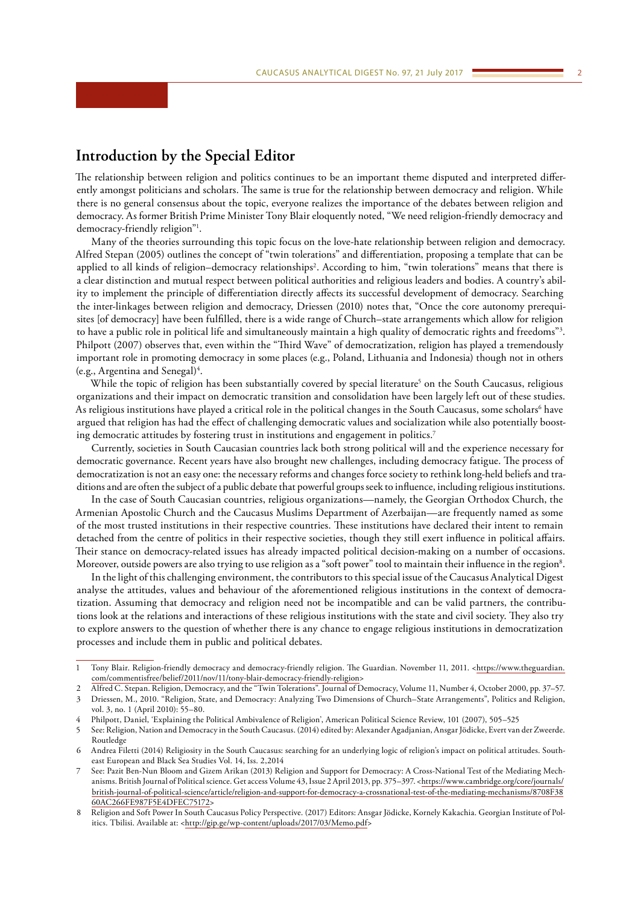## Introduction by the Special Editor

The relationship between religion and politics continues to be an important theme disputed and interpreted differently amongst politicians and scholars. The same is true for the relationship between democracy and religion. While there is no general consensus about the topic, everyone realizes the importance of the debates between religion and democracy. As former British Prime Minister Tony Blair eloquently noted, "We need religion-friendly democracy and democracy-friendly religion"[1].

Many of the theories surrounding this topic focus on the love-hate relationship between religion and democracy. Alfred Stepan (2005) outlines the concept of "twin tolerations" and differentiation, proposing a template that can be applied to all kinds of religion–democracy relationships[2]. According to him, "twin tolerations" means that there is a clear distinction and mutual respect between political authorities and religious leaders and bodies. A country's ability to implement the principle of differentiation directly affects its successful development of democracy. Searching the inter-linkages between religion and democracy, Driessen (2010) notes that, "Once the core autonomy prerequisites [of democracy] have been fulfilled, there is a wide range of Church–state arrangements which allow for religion to have a public role in political life and simultaneously maintain a high quality of democratic rights and freedoms"[3]. Philpott (2007) observes that, even within the "Third Wave" of democratization, religion has played a tremendously important role in promoting democracy in some places (e.g., Poland, Lithuania and Indonesia) though not in others (e.g., Argentina and Senegal)[4].

While the topic of religion has been substantially covered by special literature[5] on the South Caucasus, religious organizations and their impact on democratic transition and consolidation have been largely left out of these studies. As religious institutions have played a critical role in the political changes in the South Caucasus, some scholars[6] have argued that religion has had the effect of challenging democratic values and socialization while also potentially boosting democratic attitudes by fostering trust in institutions and engagement in politics.[7]

Currently, societies in South Caucasian countries lack both strong political will and the experience necessary for democratic governance. Recent years have also brought new challenges, including democracy fatigue. The process of democratization is not an easy one: the necessary reforms and changes force society to rethink long-held beliefs and traditions and are often the subject of a public debate that powerful groups seek to influence, including religious institutions.

In the case of South Caucasian countries, religious organizations—namely, the Georgian Orthodox Church, the Armenian Apostolic Church and the Caucasus Muslims Department of Azerbaijan—are frequently named as some of the most trusted institutions in their respective countries. These institutions have declared their intent to remain detached from the centre of politics in their respective societies, though they still exert influence in political affairs. Their stance on democracy-related issues has already impacted political decision-making on a number of occasions. Moreover, outside powers are also trying to use religion as a "soft power" tool to maintain their influence in the region[8].

In the light of this challenging environment, the contributors to this special issue of the Caucasus Analytical Digest analyse the attitudes, values and behaviour of the aforementioned religious institutions in the context of democratization. Assuming that democracy and religion need not be incompatible and can be valid partners, the contributions look at the relations and interactions of these religious institutions with the state and civil society. They also try to explore answers to the question of whether there is any chance to engage religious institutions in democratization processes and include them in public and political debates.

---

1 Tony Blair. Religion-friendly democracy and democracy-friendly religion. The Guardian. November 11, 2011. <https://www.theguardian.com/commentisfree/belief/2011/nov/11/tony-blair-democracy-friendly-religion>

2 Alfred C. Stepan. Religion, Democracy, and the "Twin Tolerations". Journal of Democracy, Volume 11, Number 4, October 2000, pp. 37–57.

3 Driessen, M., 2010. "Religion, State, and Democracy: Analyzing Two Dimensions of Church–State Arrangements", Politics and Religion, vol. 3, no. 1 (April 2010): 55–80.

4 Philpott, Daniel, 'Explaining the Political Ambivalence of Religion', American Political Science Review, 101 (2007), 505–525

5 See: Religion, Nation and Democracy in the South Caucasus. (2014) edited by: Alexander Agadjanian, Ansgar Jödicke, Evert van der Zweerde. Routledge

6 Andrea Filetti (2014) Religiosity in the South Caucasus: searching for an underlying logic of religion's impact on political attitudes. Southeast European and Black Sea Studies Vol. 14, Iss. 2,2014

7 See: Pazit Ben-Nun Bloom and Gizem Arikan (2013) Religion and Support for Democracy: A Cross-National Test of the Mediating Mechanisms. British Journal of Political science. Get access Volume 43, Issue 2 April 2013, pp. 375–397. <https://www.cambridge.org/core/journals/british-journal-of-political-science/article/religion-and-support-for-democracy-a-crossnational-test-of-the-mediating-mechanisms/8708F3860AC266FE987F5E4DFEC75172>

8 Religion and Soft Power In South Caucasus Policy Perspective. (2017) Editors: Ansgar Jödicke, Kornely Kakachia. Georgian Institute of Politics. Tbilisi. Available at: <http://gip.ge/wp-content/uploads/2017/03/Memo.pdf>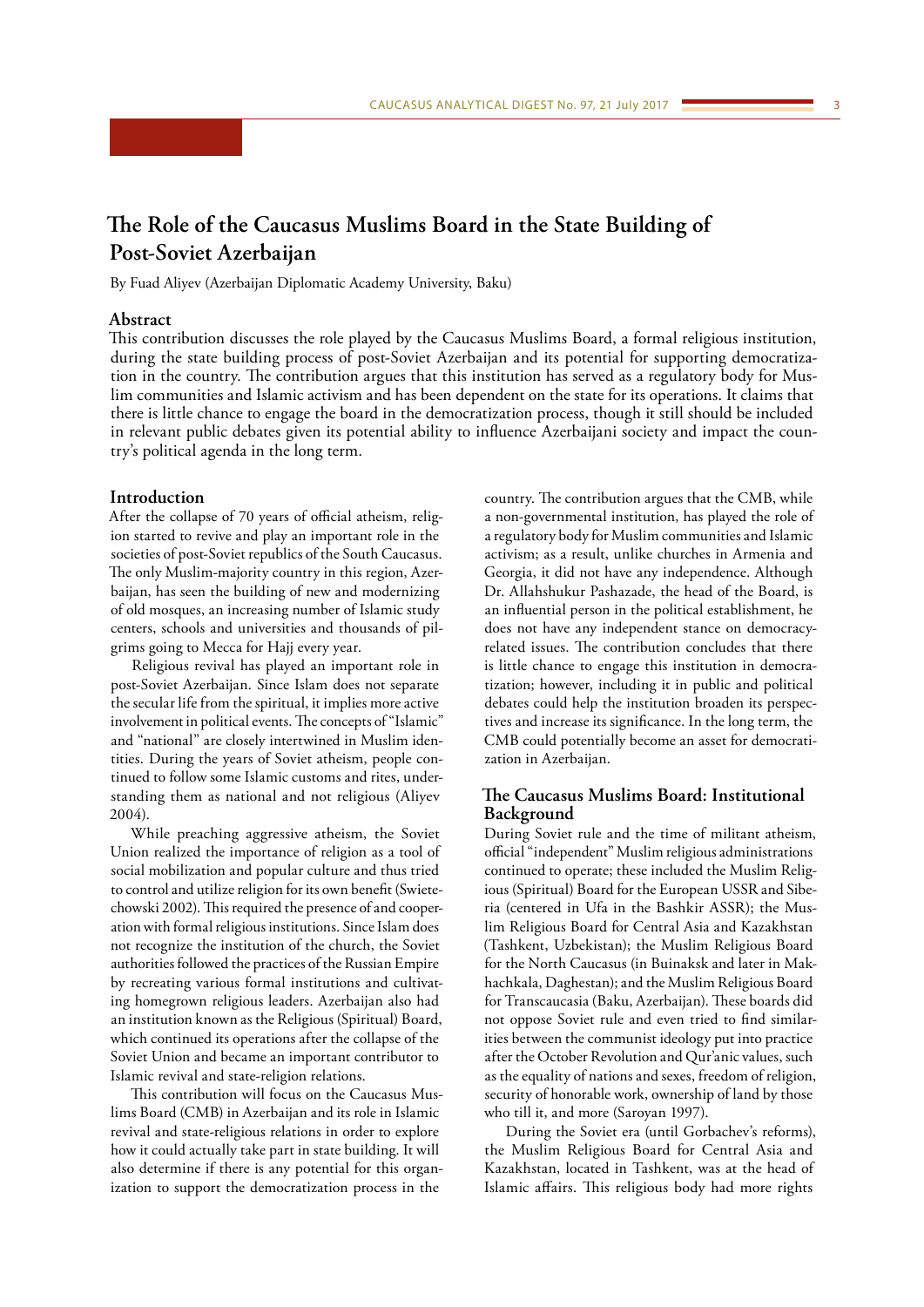# The Role of the Caucasus Muslims Board in the State Building of Post-Soviet Azerbaijan

By Fuad Aliyev (Azerbaijan Diplomatic Academy University, Baku)

## Abstract

This contribution discusses the role played by the Caucasus Muslims Board, a formal religious institution, during the state building process of post-Soviet Azerbaijan and its potential for supporting democratization in the country. The contribution argues that this institution has served as a regulatory body for Muslim communities and Islamic activism and has been dependent on the state for its operations. It claims that there is little chance to engage the board in the democratization process, though it still should be included in relevant public debates given its potential ability to influence Azerbaijani society and impact the country's political agenda in the long term.

## Introduction

After the collapse of 70 years of official atheism, religion started to revive and play an important role in the societies of post-Soviet republics of the South Caucasus. The only Muslim-majority country in this region, Azerbaijan, has seen the building of new and modernizing of old mosques, an increasing number of Islamic study centers, schools and universities and thousands of pilgrims going to Mecca for Hajj every year.

Religious revival has played an important role in post-Soviet Azerbaijan. Since Islam does not separate the secular life from the spiritual, it implies more active involvement in political events. The concepts of "Islamic" and "national" are closely intertwined in Muslim identities. During the years of Soviet atheism, people continued to follow some Islamic customs and rites, understanding them as national and not religious (Aliyev 2004).

While preaching aggressive atheism, the Soviet Union realized the importance of religion as a tool of social mobilization and popular culture and thus tried to control and utilize religion for its own benefit (Swietechowski 2002). This required the presence of and cooperation with formal religious institutions. Since Islam does not recognize the institution of the church, the Soviet authorities followed the practices of the Russian Empire by recreating various formal institutions and cultivating homegrown religious leaders. Azerbaijan also had an institution known as the Religious (Spiritual) Board, which continued its operations after the collapse of the Soviet Union and became an important contributor to Islamic revival and state-religion relations.

This contribution will focus on the Caucasus Muslims Board (CMB) in Azerbaijan and its role in Islamic revival and state-religious relations in order to explore how it could actually take part in state building. It will also determine if there is any potential for this organization to support the democratization process in the country. The contribution argues that the CMB, while a non-governmental institution, has played the role of a regulatory body for Muslim communities and Islamic activism; as a result, unlike churches in Armenia and Georgia, it did not have any independence. Although Dr. Allahshukur Pashazade, the head of the Board, is an influential person in the political establishment, he does not have any independent stance on democracy-related issues. The contribution concludes that there is little chance to engage this institution in democratization; however, including it in public and political debates could help the institution broaden its perspectives and increase its significance. In the long term, the CMB could potentially become an asset for democratization in Azerbaijan.

## The Caucasus Muslims Board: Institutional Background

During Soviet rule and the time of militant atheism, official "independent" Muslim religious administrations continued to operate; these included the Muslim Religious (Spiritual) Board for the European USSR and Siberia (centered in Ufa in the Bashkir ASSR); the Muslim Religious Board for Central Asia and Kazakhstan (Tashkent, Uzbekistan); the Muslim Religious Board for the North Caucasus (in Buinaksk and later in Makhachkala, Daghestan); and the Muslim Religious Board for Transcaucasia (Baku, Azerbaijan). These boards did not oppose Soviet rule and even tried to find similarities between the communist ideology put into practice after the October Revolution and Qur'anic values, such as the equality of nations and sexes, freedom of religion, security of honorable work, ownership of land by those who till it, and more (Saroyan 1997).

During the Soviet era (until Gorbachev's reforms), the Muslim Religious Board for Central Asia and Kazakhstan, located in Tashkent, was at the head of Islamic affairs. This religious body had more rights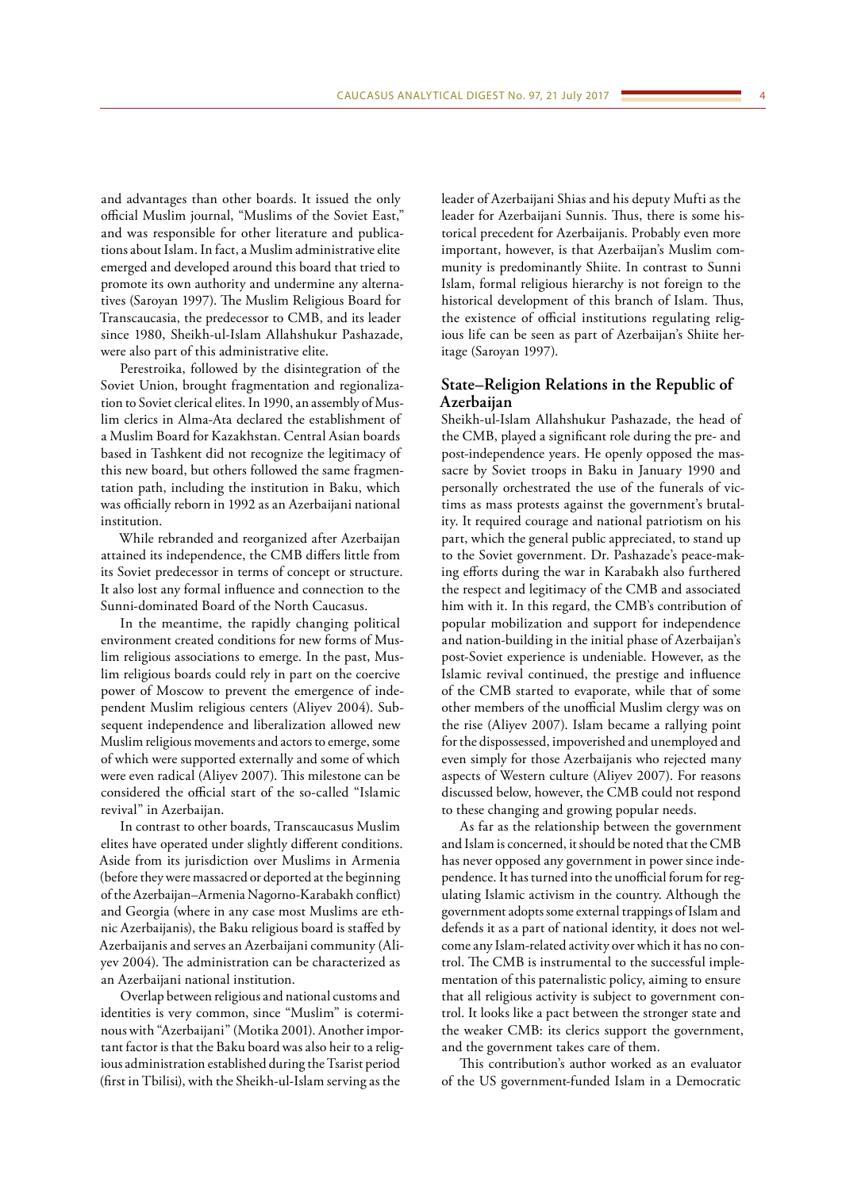and advantages than other boards. It issued the only official Muslim journal, "Muslims of the Soviet East," and was responsible for other literature and publications about Islam. In fact, a Muslim administrative elite emerged and developed around this board that tried to promote its own authority and undermine any alternatives (Saroyan 1997). The Muslim Religious Board for Transcaucasia, the predecessor to CMB, and its leader since 1980, Sheikh-ul-Islam Allahshukur Pashazade, were also part of this administrative elite.

Perestroika, followed by the disintegration of the Soviet Union, brought fragmentation and regionalization to Soviet clerical elites. In 1990, an assembly of Muslim clerics in Alma-Ata declared the establishment of a Muslim Board for Kazakhstan. Central Asian boards based in Tashkent did not recognize the legitimacy of this new board, but others followed the same fragmentation path, including the institution in Baku, which was officially reborn in 1992 as an Azerbaijani national institution.

While rebranded and reorganized after Azerbaijan attained its independence, the CMB differs little from its Soviet predecessor in terms of concept or structure. It also lost any formal influence and connection to the Sunni-dominated Board of the North Caucasus.

In the meantime, the rapidly changing political environment created conditions for new forms of Muslim religious associations to emerge. In the past, Muslim religious boards could rely in part on the coercive power of Moscow to prevent the emergence of independent Muslim religious centers (Aliyev 2004). Subsequent independence and liberalization allowed new Muslim religious movements and actors to emerge, some of which were supported externally and some of which were even radical (Aliyev 2007). This milestone can be considered the official start of the so-called "Islamic revival" in Azerbaijan.

In contrast to other boards, Transcaucasus Muslim elites have operated under slightly different conditions. Aside from its jurisdiction over Muslims in Armenia (before they were massacred or deported at the beginning of the Azerbaijan–Armenia Nagorno-Karabakh conflict) and Georgia (where in any case most Muslims are ethnic Azerbaijanis), the Baku religious board is staffed by Azerbaijanis and serves an Azerbaijani community (Aliyev 2004). The administration can be characterized as an Azerbaijani national institution.

Overlap between religious and national customs and identities is very common, since "Muslim" is coterminous with "Azerbaijani" (Motika 2001). Another important factor is that the Baku board was also heir to a religious administration established during the Tsarist period (first in Tbilisi), with the Sheikh-ul-Islam serving as the leader of Azerbaijani Shias and his deputy Mufti as the leader for Azerbaijani Sunnis. Thus, there is some historical precedent for Azerbaijanis. Probably even more important, however, is that Azerbaijan's Muslim community is predominantly Shiite. In contrast to Sunni Islam, formal religious hierarchy is not foreign to the historical development of this branch of Islam. Thus, the existence of official institutions regulating religious life can be seen as part of Azerbaijan's Shiite heritage (Saroyan 1997).

## State–Religion Relations in the Republic of Azerbaijan

Sheikh-ul-Islam Allahshukur Pashazade, the head of the CMB, played a significant role during the pre- and post-independence years. He openly opposed the massacre by Soviet troops in Baku in January 1990 and personally orchestrated the use of the funerals of victims as mass protests against the government's brutality. It required courage and national patriotism on his part, which the general public appreciated, to stand up to the Soviet government. Dr. Pashazade's peace-making efforts during the war in Karabakh also furthered the respect and legitimacy of the CMB and associated him with it. In this regard, the CMB's contribution of popular mobilization and support for independence and nation-building in the initial phase of Azerbaijan's post-Soviet experience is undeniable. However, as the Islamic revival continued, the prestige and influence of the CMB started to evaporate, while that of some other members of the unofficial Muslim clergy was on the rise (Aliyev 2007). Islam became a rallying point for the dispossessed, impoverished and unemployed and even simply for those Azerbaijanis who rejected many aspects of Western culture (Aliyev 2007). For reasons discussed below, however, the CMB could not respond to these changing and growing popular needs.

As far as the relationship between the government and Islam is concerned, it should be noted that the CMB has never opposed any government in power since independence. It has turned into the unofficial forum for regulating Islamic activism in the country. Although the government adopts some external trappings of Islam and defends it as a part of national identity, it does not welcome any Islam-related activity over which it has no control. The CMB is instrumental to the successful implementation of this paternalistic policy, aiming to ensure that all religious activity is subject to government control. It looks like a pact between the stronger state and the weaker CMB: its clerics support the government, and the government takes care of them.

This contribution's author worked as an evaluator of the US government-funded Islam in a Democratic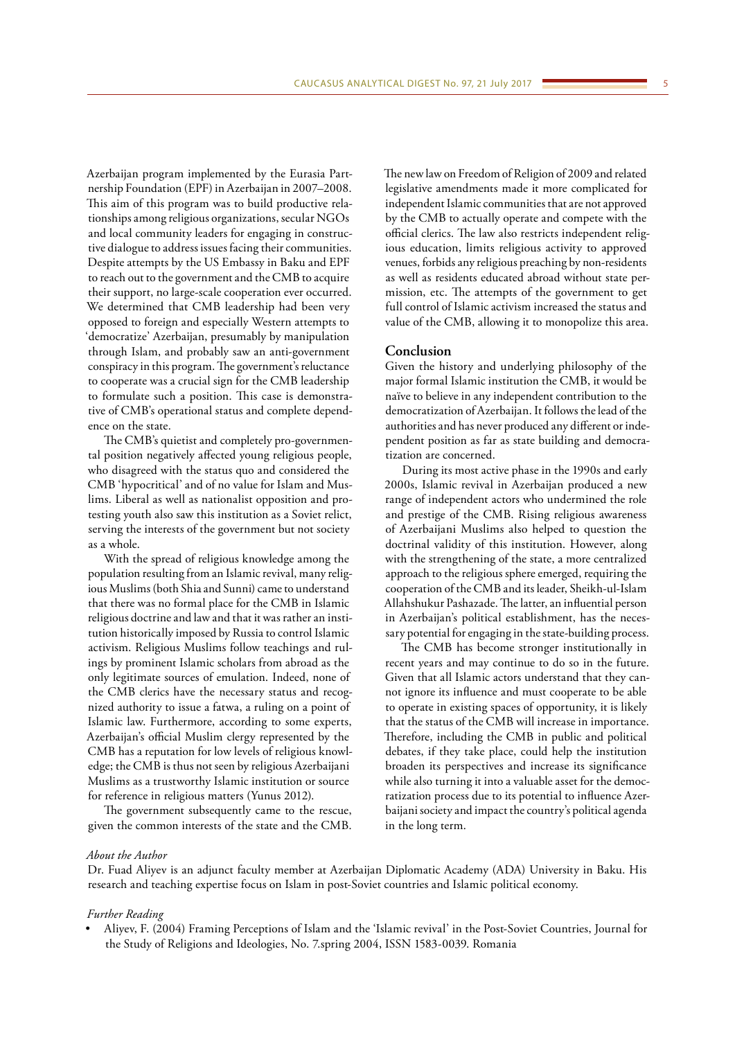Azerbaijan program implemented by the Eurasia Partnership Foundation (EPF) in Azerbaijan in 2007–2008. This aim of this program was to build productive relationships among religious organizations, secular NGOs and local community leaders for engaging in constructive dialogue to address issues facing their communities. Despite attempts by the US Embassy in Baku and EPF to reach out to the government and the CMB to acquire their support, no large-scale cooperation ever occurred. We determined that CMB leadership had been very opposed to foreign and especially Western attempts to 'democratize' Azerbaijan, presumably by manipulation through Islam, and probably saw an anti-government conspiracy in this program. The government's reluctance to cooperate was a crucial sign for the CMB leadership to formulate such a position. This case is demonstrative of CMB's operational status and complete dependence on the state.

The CMB's quietist and completely pro-governmental position negatively affected young religious people, who disagreed with the status quo and considered the CMB 'hypocritical' and of no value for Islam and Muslims. Liberal as well as nationalist opposition and protesting youth also saw this institution as a Soviet relict, serving the interests of the government but not society as a whole.

With the spread of religious knowledge among the population resulting from an Islamic revival, many religious Muslims (both Shia and Sunni) came to understand that there was no formal place for the CMB in Islamic religious doctrine and law and that it was rather an institution historically imposed by Russia to control Islamic activism. Religious Muslims follow teachings and rulings by prominent Islamic scholars from abroad as the only legitimate sources of emulation. Indeed, none of the CMB clerics have the necessary status and recognized authority to issue a fatwa, a ruling on a point of Islamic law. Furthermore, according to some experts, Azerbaijan's official Muslim clergy represented by the CMB has a reputation for low levels of religious knowledge; the CMB is thus not seen by religious Azerbaijani Muslims as a trustworthy Islamic institution or source for reference in religious matters (Yunus 2012).

The government subsequently came to the rescue, given the common interests of the state and the CMB. The new law on Freedom of Religion of 2009 and related legislative amendments made it more complicated for independent Islamic communities that are not approved by the CMB to actually operate and compete with the official clerics. The law also restricts independent religious education, limits religious activity to approved venues, forbids any religious preaching by non-residents as well as residents educated abroad without state permission, etc. The attempts of the government to get full control of Islamic activism increased the status and value of the CMB, allowing it to monopolize this area.

## Conclusion

Given the history and underlying philosophy of the major formal Islamic institution the CMB, it would be naïve to believe in any independent contribution to the democratization of Azerbaijan. It follows the lead of the authorities and has never produced any different or independent position as far as state building and democratization are concerned.

During its most active phase in the 1990s and early 2000s, Islamic revival in Azerbaijan produced a new range of independent actors who undermined the role and prestige of the CMB. Rising religious awareness of Azerbaijani Muslims also helped to question the doctrinal validity of this institution. However, along with the strengthening of the state, a more centralized approach to the religious sphere emerged, requiring the cooperation of the CMB and its leader, Sheikh-ul-Islam Allahshukur Pashazade. The latter, an influential person in Azerbaijan's political establishment, has the necessary potential for engaging in the state-building process.

The CMB has become stronger institutionally in recent years and may continue to do so in the future. Given that all Islamic actors understand that they cannot ignore its influence and must cooperate to be able to operate in existing spaces of opportunity, it is likely that the status of the CMB will increase in importance. Therefore, including the CMB in public and political debates, if they take place, could help the institution broaden its perspectives and increase its significance while also turning it into a valuable asset for the democratization process due to its potential to influence Azerbaijani society and impact the country's political agenda in the long term.

*About the Author*

Dr. Fuad Aliyev is an adjunct faculty member at Azerbaijan Diplomatic Academy (ADA) University in Baku. His research and teaching expertise focus on Islam in post-Soviet countries and Islamic political economy.

*Further Reading*

- Aliyev, F. (2004) Framing Perceptions of Islam and the 'Islamic revival' in the Post-Soviet Countries, Journal for the Study of Religions and Ideologies, No. 7.spring 2004, ISSN 1583-0039. Romania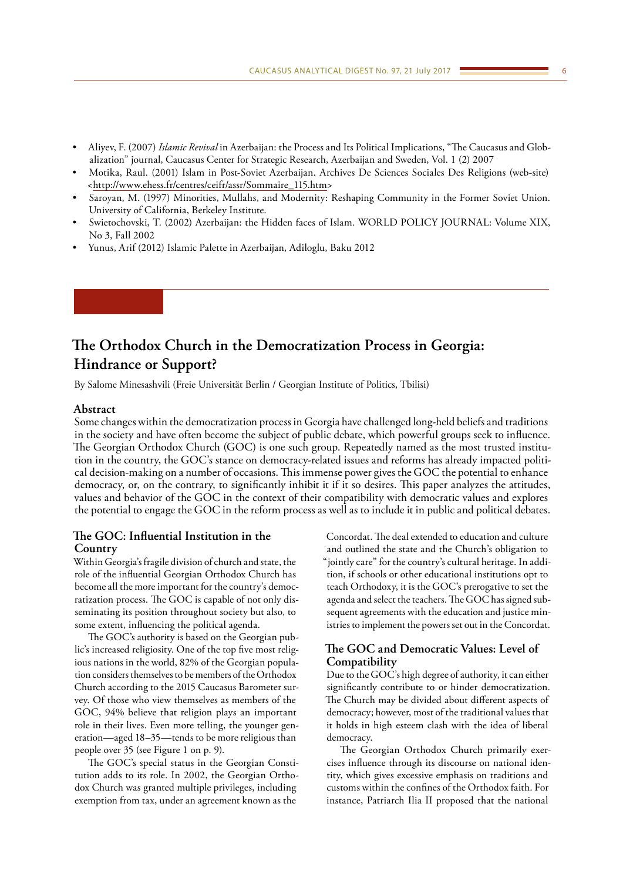- Aliyev, F. (2007) *Islamic Revival* in Azerbaijan: the Process and Its Political Implications, "The Caucasus and Globalization" journal, Caucasus Center for Strategic Research, Azerbaijan and Sweden, Vol. 1 (2) 2007
- Motika, Raul. (2001) Islam in Post-Soviet Azerbaijan. Archives De Sciences Sociales Des Religions (web-site) <http://www.ehess.fr/centres/ceifr/assr/Sommaire_115.htm>
- Saroyan, M. (1997) Minorities, Mullahs, and Modernity: Reshaping Community in the Former Soviet Union. University of California, Berkeley Institute.
- Swietochovski, T. (2002) Azerbaijan: the Hidden faces of Islam. WORLD POLICY JOURNAL: Volume XIX, No 3, Fall 2002
- Yunus, Arif (2012) Islamic Palette in Azerbaijan, Adiloglu, Baku 2012

# The Orthodox Church in the Democratization Process in Georgia: Hindrance or Support?

By Salome Minesashvili (Freie Universität Berlin / Georgian Institute of Politics, Tbilisi)

## Abstract

Some changes within the democratization process in Georgia have challenged long-held beliefs and traditions in the society and have often become the subject of public debate, which powerful groups seek to influence. The Georgian Orthodox Church (GOC) is one such group. Repeatedly named as the most trusted institution in the country, the GOC's stance on democracy-related issues and reforms has already impacted political decision-making on a number of occasions. This immense power gives the GOC the potential to enhance democracy, or, on the contrary, to significantly inhibit it if it so desires. This paper analyzes the attitudes, values and behavior of the GOC in the context of their compatibility with democratic values and explores the potential to engage the GOC in the reform process as well as to include it in public and political debates.

## The GOC: Influential Institution in the Country

Within Georgia's fragile division of church and state, the role of the influential Georgian Orthodox Church has become all the more important for the country's democratization process. The GOC is capable of not only disseminating its position throughout society but also, to some extent, influencing the political agenda.

The GOC's authority is based on the Georgian public's increased religiosity. One of the top five most religious nations in the world, 82% of the Georgian population considers themselves to be members of the Orthodox Church according to the 2015 Caucasus Barometer survey. Of those who view themselves as members of the GOC, 94% believe that religion plays an important role in their lives. Even more telling, the younger generation—aged 18–35—tends to be more religious than people over 35 (see Figure 1 on p. 9).

The GOC's special status in the Georgian Constitution adds to its role. In 2002, the Georgian Orthodox Church was granted multiple privileges, including exemption from tax, under an agreement known as the Concordat. The deal extended to education and culture and outlined the state and the Church's obligation to "jointly care" for the country's cultural heritage. In addition, if schools or other educational institutions opt to teach Orthodoxy, it is the GOC's prerogative to set the agenda and select the teachers. The GOC has signed subsequent agreements with the education and justice ministries to implement the powers set out in the Concordat.

## The GOC and Democratic Values: Level of Compatibility

Due to the GOC's high degree of authority, it can either significantly contribute to or hinder democratization. The Church may be divided about different aspects of democracy; however, most of the traditional values that it holds in high esteem clash with the idea of liberal democracy.

The Georgian Orthodox Church primarily exercises influence through its discourse on national identity, which gives excessive emphasis on traditions and customs within the confines of the Orthodox faith. For instance, Patriarch Ilia II proposed that the national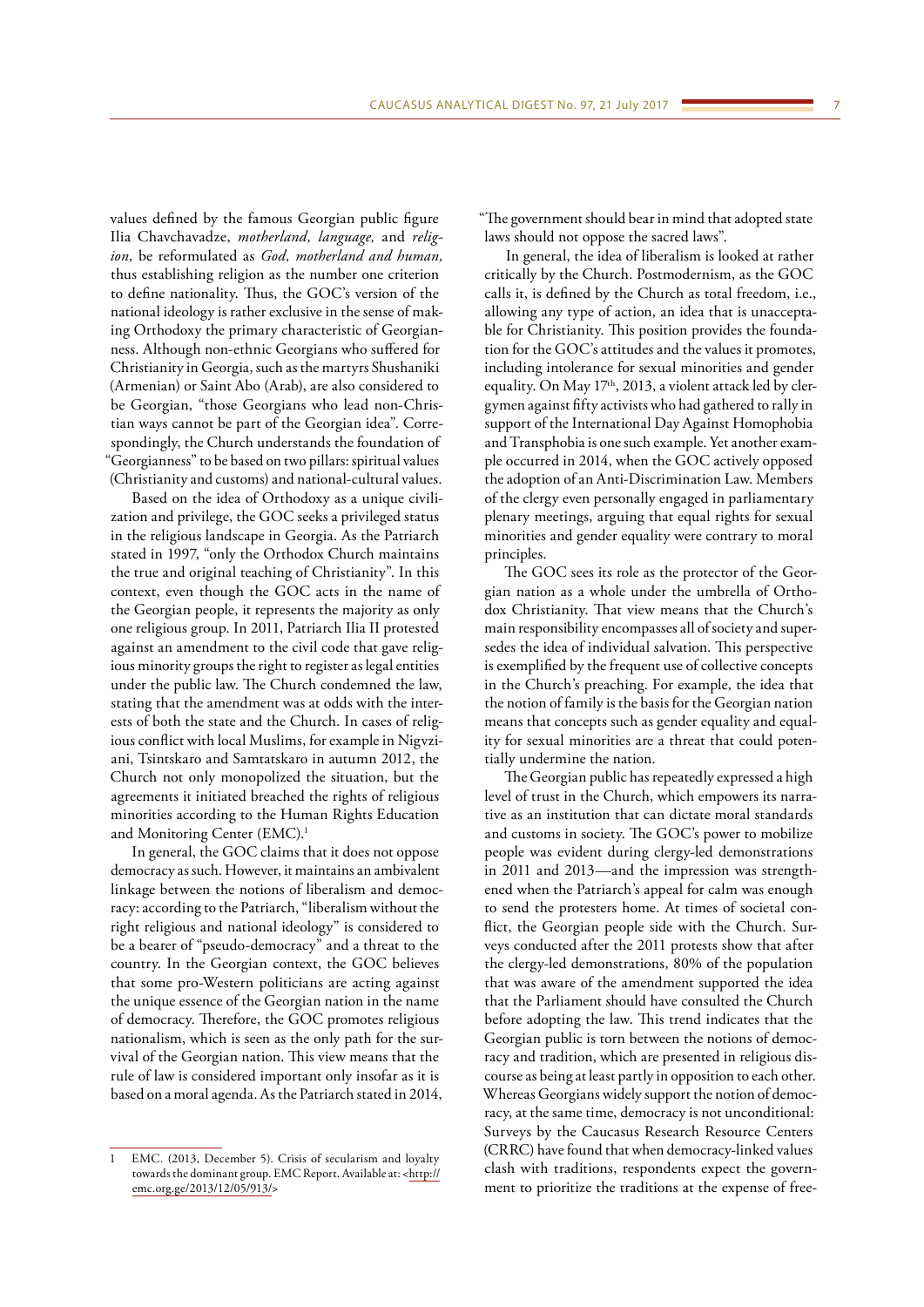values defined by the famous Georgian public figure Ilia Chavchavadze, *motherland, language,* and *religion,* be reformulated as *God, motherland and human,* thus establishing religion as the number one criterion to define nationality. Thus, the GOC's version of the national ideology is rather exclusive in the sense of making Orthodoxy the primary characteristic of Georgianness. Although non-ethnic Georgians who suffered for Christianity in Georgia, such as the martyrs Shushaniki (Armenian) or Saint Abo (Arab), are also considered to be Georgian, "those Georgians who lead non-Christian ways cannot be part of the Georgian idea". Correspondingly, the Church understands the foundation of "Georgianness" to be based on two pillars: spiritual values (Christianity and customs) and national-cultural values.

Based on the idea of Orthodoxy as a unique civilization and privilege, the GOC seeks a privileged status in the religious landscape in Georgia. As the Patriarch stated in 1997, "only the Orthodox Church maintains the true and original teaching of Christianity". In this context, even though the GOC acts in the name of the Georgian people, it represents the majority as only one religious group. In 2011, Patriarch Ilia II protested against an amendment to the civil code that gave religious minority groups the right to register as legal entities under the public law. The Church condemned the law, stating that the amendment was at odds with the interests of both the state and the Church. In cases of religious conflict with local Muslims, for example in Nigvziani, Tsintskaro and Samtatskaro in autumn 2012, the Church not only monopolized the situation, but the agreements it initiated breached the rights of religious minorities according to the Human Rights Education and Monitoring Center (EMC).[1]

In general, the GOC claims that it does not oppose democracy as such. However, it maintains an ambivalent linkage between the notions of liberalism and democracy: according to the Patriarch, "liberalism without the right religious and national ideology" is considered to be a bearer of "pseudo-democracy" and a threat to the country. In the Georgian context, the GOC believes that some pro-Western politicians are acting against the unique essence of the Georgian nation in the name of democracy. Therefore, the GOC promotes religious nationalism, which is seen as the only path for the survival of the Georgian nation. This view means that the rule of law is considered important only insofar as it is based on a moral agenda. As the Patriarch stated in 2014, "The government should bear in mind that adopted state laws should not oppose the sacred laws".

In general, the idea of liberalism is looked at rather critically by the Church. Postmodernism, as the GOC calls it, is defined by the Church as total freedom, i.e., allowing any type of action, an idea that is unacceptable for Christianity. This position provides the foundation for the GOC's attitudes and the values it promotes, including intolerance for sexual minorities and gender equality. On May 17th, 2013, a violent attack led by clergymen against fifty activists who had gathered to rally in support of the International Day Against Homophobia and Transphobia is one such example. Yet another example occurred in 2014, when the GOC actively opposed the adoption of an Anti-Discrimination Law. Members of the clergy even personally engaged in parliamentary plenary meetings, arguing that equal rights for sexual minorities and gender equality were contrary to moral principles.

The GOC sees its role as the protector of the Georgian nation as a whole under the umbrella of Orthodox Christianity. That view means that the Church's main responsibility encompasses all of society and supersedes the idea of individual salvation. This perspective is exemplified by the frequent use of collective concepts in the Church's preaching. For example, the idea that the notion of family is the basis for the Georgian nation means that concepts such as gender equality and equality for sexual minorities are a threat that could potentially undermine the nation.

The Georgian public has repeatedly expressed a high level of trust in the Church, which empowers its narrative as an institution that can dictate moral standards and customs in society. The GOC's power to mobilize people was evident during clergy-led demonstrations in 2011 and 2013—and the impression was strengthened when the Patriarch's appeal for calm was enough to send the protesters home. At times of societal conflict, the Georgian people side with the Church. Surveys conducted after the 2011 protests show that after the clergy-led demonstrations, 80% of the population that was aware of the amendment supported the idea that the Parliament should have consulted the Church before adopting the law. This trend indicates that the Georgian public is torn between the notions of democracy and tradition, which are presented in religious discourse as being at least partly in opposition to each other. Whereas Georgians widely support the notion of democracy, at the same time, democracy is not unconditional: Surveys by the Caucasus Research Resource Centers (CRRC) have found that when democracy-linked values clash with traditions, respondents expect the government to prioritize the traditions at the expense of free-

---

1 EMC. (2013, December 5). Crisis of secularism and loyalty towards the dominant group. EMC Report. Available at: <http://emc.org.ge/2013/12/05/913/>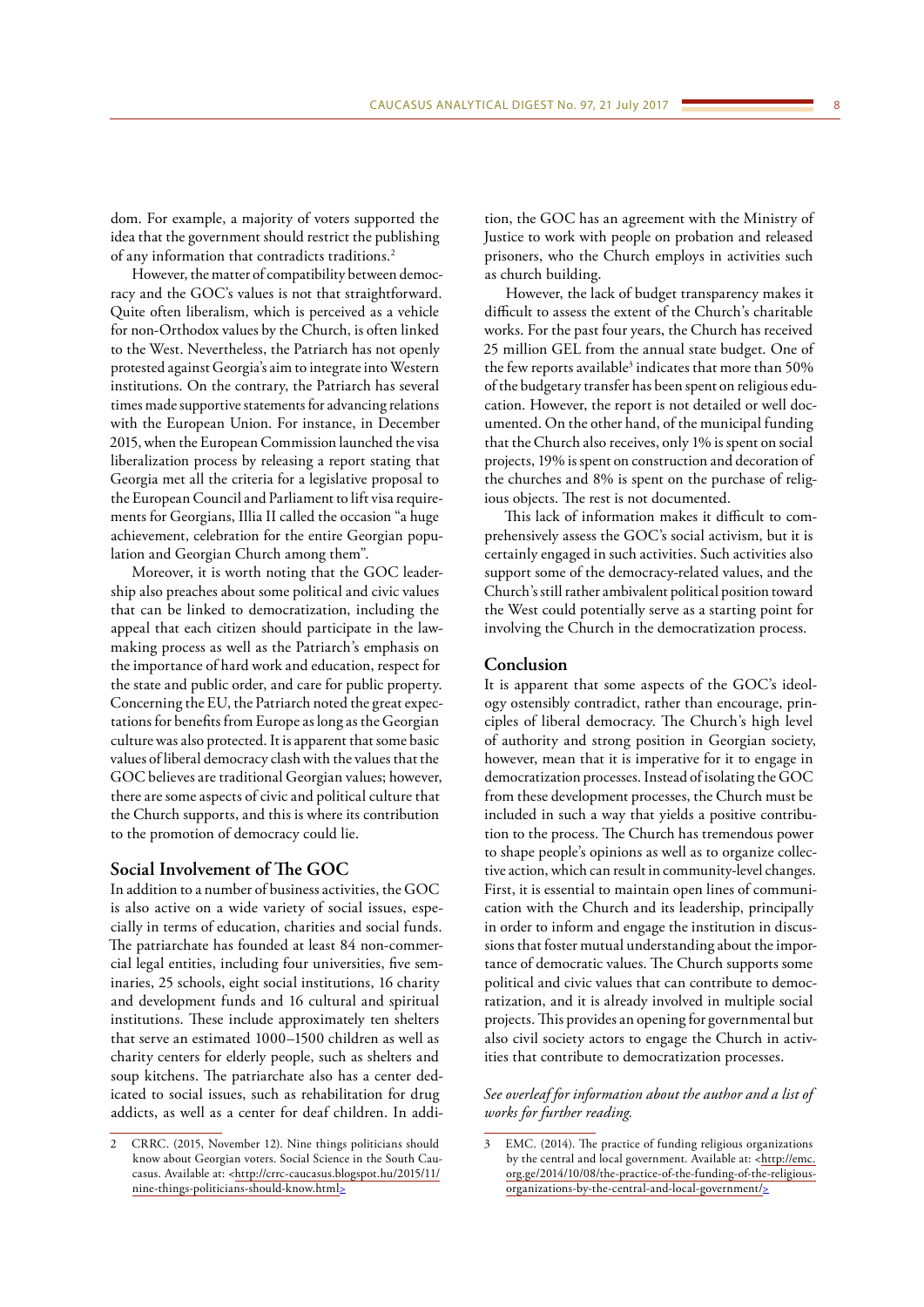dom. For example, a majority of voters supported the idea that the government should restrict the publishing of any information that contradicts traditions.[2]

However, the matter of compatibility between democracy and the GOC's values is not that straightforward. Quite often liberalism, which is perceived as a vehicle for non-Orthodox values by the Church, is often linked to the West. Nevertheless, the Patriarch has not openly protested against Georgia's aim to integrate into Western institutions. On the contrary, the Patriarch has several times made supportive statements for advancing relations with the European Union. For instance, in December 2015, when the European Commission launched the visa liberalization process by releasing a report stating that Georgia met all the criteria for a legislative proposal to the European Council and Parliament to lift visa requirements for Georgians, Illia II called the occasion "a huge achievement, celebration for the entire Georgian population and Georgian Church among them".

Moreover, it is worth noting that the GOC leadership also preaches about some political and civic values that can be linked to democratization, including the appeal that each citizen should participate in the lawmaking process as well as the Patriarch's emphasis on the importance of hard work and education, respect for the state and public order, and care for public property. Concerning the EU, the Patriarch noted the great expectations for benefits from Europe as long as the Georgian culture was also protected. It is apparent that some basic values of liberal democracy clash with the values that the GOC believes are traditional Georgian values; however, there are some aspects of civic and political culture that the Church supports, and this is where its contribution to the promotion of democracy could lie.

## Social Involvement of The GOC

In addition to a number of business activities, the GOC is also active on a wide variety of social issues, especially in terms of education, charities and social funds. The patriarchate has founded at least 84 non-commercial legal entities, including four universities, five seminaries, 25 schools, eight social institutions, 16 charity and development funds and 16 cultural and spiritual institutions. These include approximately ten shelters that serve an estimated 1000–1500 children as well as charity centers for elderly people, such as shelters and soup kitchens. The patriarchate also has a center dedicated to social issues, such as rehabilitation for drug addicts, as well as a center for deaf children. In addition, the GOC has an agreement with the Ministry of Justice to work with people on probation and released prisoners, who the Church employs in activities such as church building.

However, the lack of budget transparency makes it difficult to assess the extent of the Church's charitable works. For the past four years, the Church has received 25 million GEL from the annual state budget. One of the few reports available[3] indicates that more than 50% of the budgetary transfer has been spent on religious education. However, the report is not detailed or well documented. On the other hand, of the municipal funding that the Church also receives, only 1% is spent on social projects, 19% is spent on construction and decoration of the churches and 8% is spent on the purchase of religious objects. The rest is not documented.

This lack of information makes it difficult to comprehensively assess the GOC's social activism, but it is certainly engaged in such activities. Such activities also support some of the democracy-related values, and the Church's still rather ambivalent political position toward the West could potentially serve as a starting point for involving the Church in the democratization process.

## Conclusion

It is apparent that some aspects of the GOC's ideology ostensibly contradict, rather than encourage, principles of liberal democracy. The Church's high level of authority and strong position in Georgian society, however, mean that it is imperative for it to engage in democratization processes. Instead of isolating the GOC from these development processes, the Church must be included in such a way that yields a positive contribution to the process. The Church has tremendous power to shape people's opinions as well as to organize collective action, which can result in community-level changes. First, it is essential to maintain open lines of communication with the Church and its leadership, principally in order to inform and engage the institution in discussions that foster mutual understanding about the importance of democratic values. The Church supports some political and civic values that can contribute to democratization, and it is already involved in multiple social projects. This provides an opening for governmental but also civil society actors to engage the Church in activities that contribute to democratization processes.

*See overleaf for information about the author and a list of works for further reading.*

---

2 CRRC. (2015, November 12). Nine things politicians should know about Georgian voters. Social Science in the South Caucasus. Available at: <http://crrc-caucasus.blogspot.hu/2015/11/nine-things-politicians-should-know.html>

3 EMC. (2014). The practice of funding religious organizations by the central and local government. Available at: <http://emc.org.ge/2014/10/08/the-practice-of-the-funding-of-the-religious-organizations-by-the-central-and-local-government/>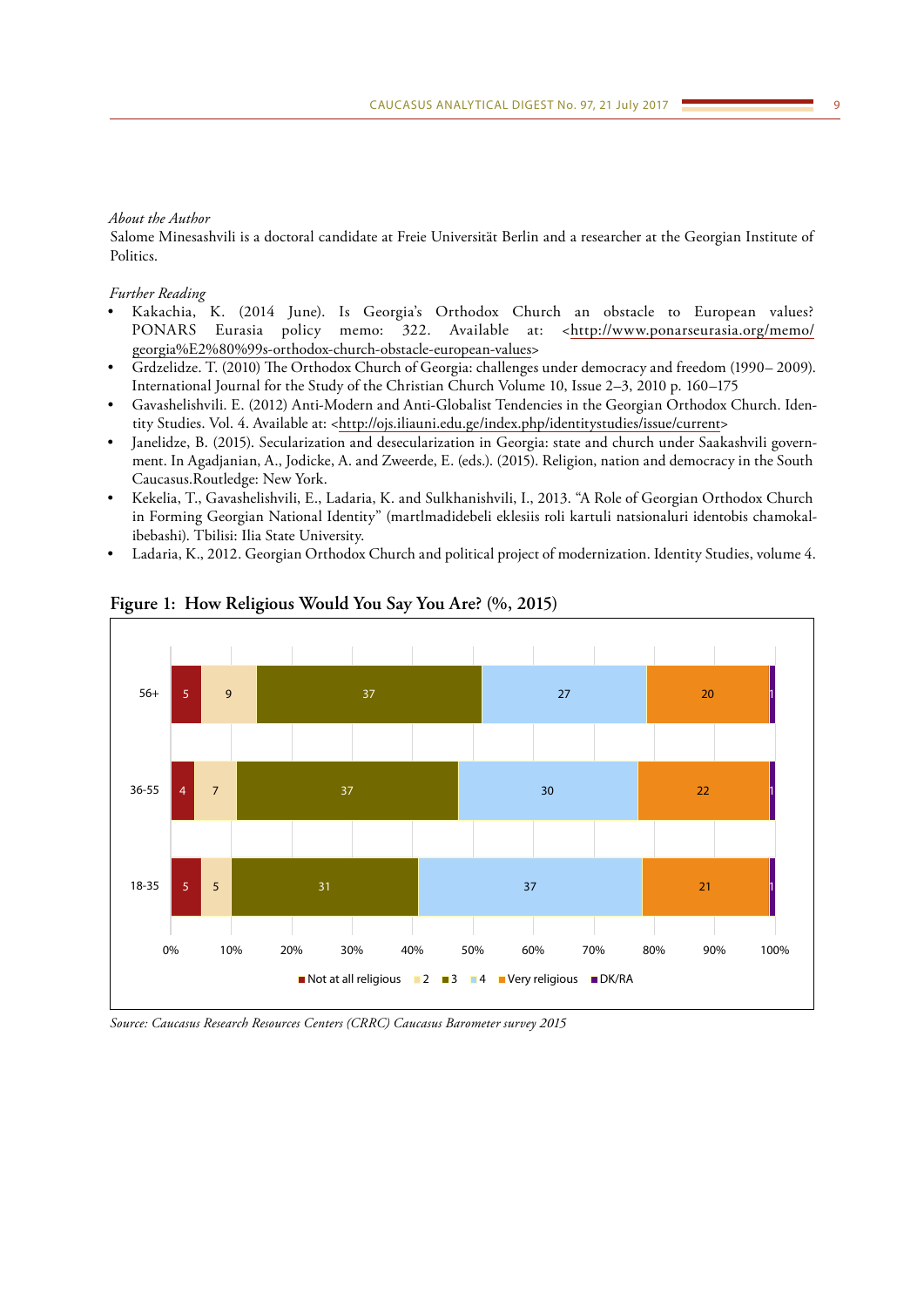*About the Author*

Salome Minesashvili is a doctoral candidate at Freie Universität Berlin and a researcher at the Georgian Institute of Politics.

*Further Reading*

- Kakachia, K. (2014 June). Is Georgia's Orthodox Church an obstacle to European values? PONARS Eurasia policy memo: 322. Available at: <http://www.ponarseurasia.org/memo/georgia%E2%80%99s-orthodox-church-obstacle-european-values>
- Grdzelidze. T. (2010) The Orthodox Church of Georgia: challenges under democracy and freedom (1990– 2009). International Journal for the Study of the Christian Church Volume 10, Issue 2–3, 2010 p. 160–175
- Gavashelishvili. E. (2012) Anti-Modern and Anti-Globalist Tendencies in the Georgian Orthodox Church. Identity Studies. Vol. 4. Available at: <http://ojs.iliauni.edu.ge/index.php/identitystudies/issue/current>
- Janelidze, B. (2015). Secularization and desecularization in Georgia: state and church under Saakashvili government. In Agadjanian, A., Jodicke, A. and Zweerde, E. (eds.). (2015). Religion, nation and democracy in the South Caucasus.Routledge: New York.
- Kekelia, T., Gavashelishvili, E., Ladaria, K. and Sulkhanishvili, I., 2013. "A Role of Georgian Orthodox Church in Forming Georgian National Identity" (martlmadidebeli eklesiis roli kartuli natsionaluri identobis chamokalibebashi). Tbilisi: Ilia State University.
- Ladaria, K., 2012. Georgian Orthodox Church and political project of modernization. Identity Studies, volume 4.

**Figure 1: How Religious Would You Say You Are? (%, 2015)**

| | Not at all religious | 2 | 3 | 4 | Very religious | DK/RA |
|---|---|---|---|---|---|---|
| 56+ | 5 | 9 | 37 | 27 | 20 | 1 |
| 36-55 | 4 | 7 | 37 | 30 | 22 | 1 |
| 18-35 | 5 | 5 | 31 | 37 | 21 | 1 |

*Source: Caucasus Research Resources Centers (CRRC) Caucasus Barometer survey 2015*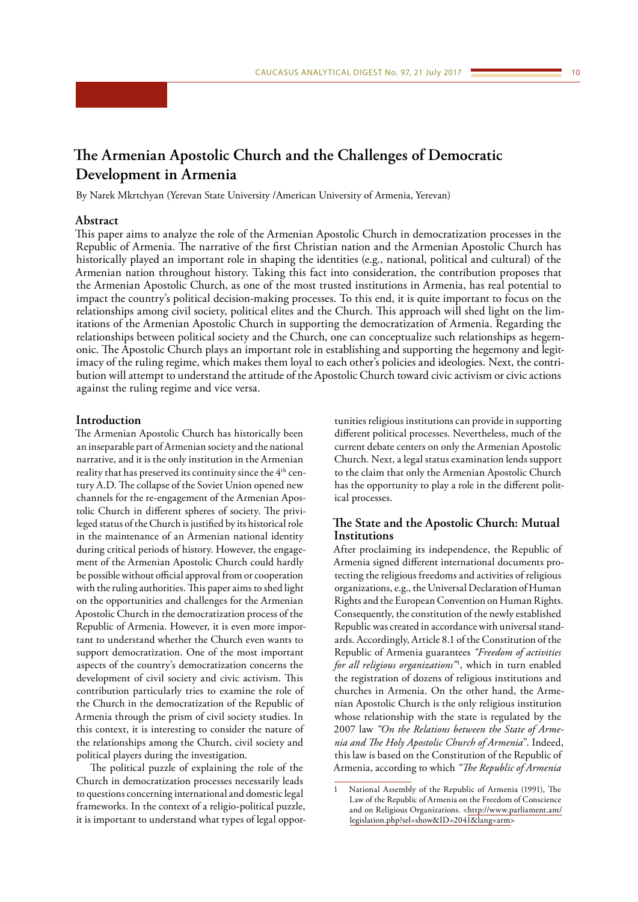# The Armenian Apostolic Church and the Challenges of Democratic Development in Armenia

By Narek Mkrtchyan (Yerevan State University /American University of Armenia, Yerevan)

## Abstract

This paper aims to analyze the role of the Armenian Apostolic Church in democratization processes in the Republic of Armenia. The narrative of the first Christian nation and the Armenian Apostolic Church has historically played an important role in shaping the identities (e.g., national, political and cultural) of the Armenian nation throughout history. Taking this fact into consideration, the contribution proposes that the Armenian Apostolic Church, as one of the most trusted institutions in Armenia, has real potential to impact the country's political decision-making processes. To this end, it is quite important to focus on the relationships among civil society, political elites and the Church. This approach will shed light on the limitations of the Armenian Apostolic Church in supporting the democratization of Armenia. Regarding the relationships between political society and the Church, one can conceptualize such relationships as hegemonic. The Apostolic Church plays an important role in establishing and supporting the hegemony and legitimacy of the ruling regime, which makes them loyal to each other's policies and ideologies. Next, the contribution will attempt to understand the attitude of the Apostolic Church toward civic activism or civic actions against the ruling regime and vice versa.

## Introduction

The Armenian Apostolic Church has historically been an inseparable part of Armenian society and the national narrative, and it is the only institution in the Armenian reality that has preserved its continuity since the 4th century A.D. The collapse of the Soviet Union opened new channels for the re-engagement of the Armenian Apostolic Church in different spheres of society. The privileged status of the Church is justified by its historical role in the maintenance of an Armenian national identity during critical periods of history. However, the engagement of the Armenian Apostolic Church could hardly be possible without official approval from or cooperation with the ruling authorities. This paper aims to shed light on the opportunities and challenges for the Armenian Apostolic Church in the democratization process of the Republic of Armenia. However, it is even more important to understand whether the Church even wants to support democratization. One of the most important aspects of the country's democratization concerns the development of civil society and civic activism. This contribution particularly tries to examine the role of the Church in the democratization of the Republic of Armenia through the prism of civil society studies. In this context, it is interesting to consider the nature of the relationships among the Church, civil society and political players during the investigation.

The political puzzle of explaining the role of the Church in democratization processes necessarily leads to questions concerning international and domestic legal frameworks. In the context of a religio-political puzzle, it is important to understand what types of legal opportunities religious institutions can provide in supporting different political processes. Nevertheless, much of the current debate centers on only the Armenian Apostolic Church. Next, a legal status examination lends support to the claim that only the Armenian Apostolic Church has the opportunity to play a role in the different political processes.

## The State and the Apostolic Church: Mutual Institutions

After proclaiming its independence, the Republic of Armenia signed different international documents protecting the religious freedoms and activities of religious organizations, e.g., the Universal Declaration of Human Rights and the European Convention on Human Rights. Consequently, the constitution of the newly established Republic was created in accordance with universal standards. Accordingly, Article 8.1 of the Constitution of the Republic of Armenia guarantees *"Freedom of activities for all religious organizations"*[1], which in turn enabled the registration of dozens of religious institutions and churches in Armenia. On the other hand, the Armenian Apostolic Church is the only religious institution whose relationship with the state is regulated by the 2007 law *"On the Relations between the State of Armenia and The Holy Apostolic Church of Armenia"*. Indeed, this law is based on the Constitution of the Republic of Armenia, according to which *"The Republic of Armenia*

---

1 National Assembly of the Republic of Armenia (1991), The Law of the Republic of Armenia on the Freedom of Conscience and on Religious Organizations. <http://www.parliament.am/legislation.php?sel=show&ID=2041&lang=arm>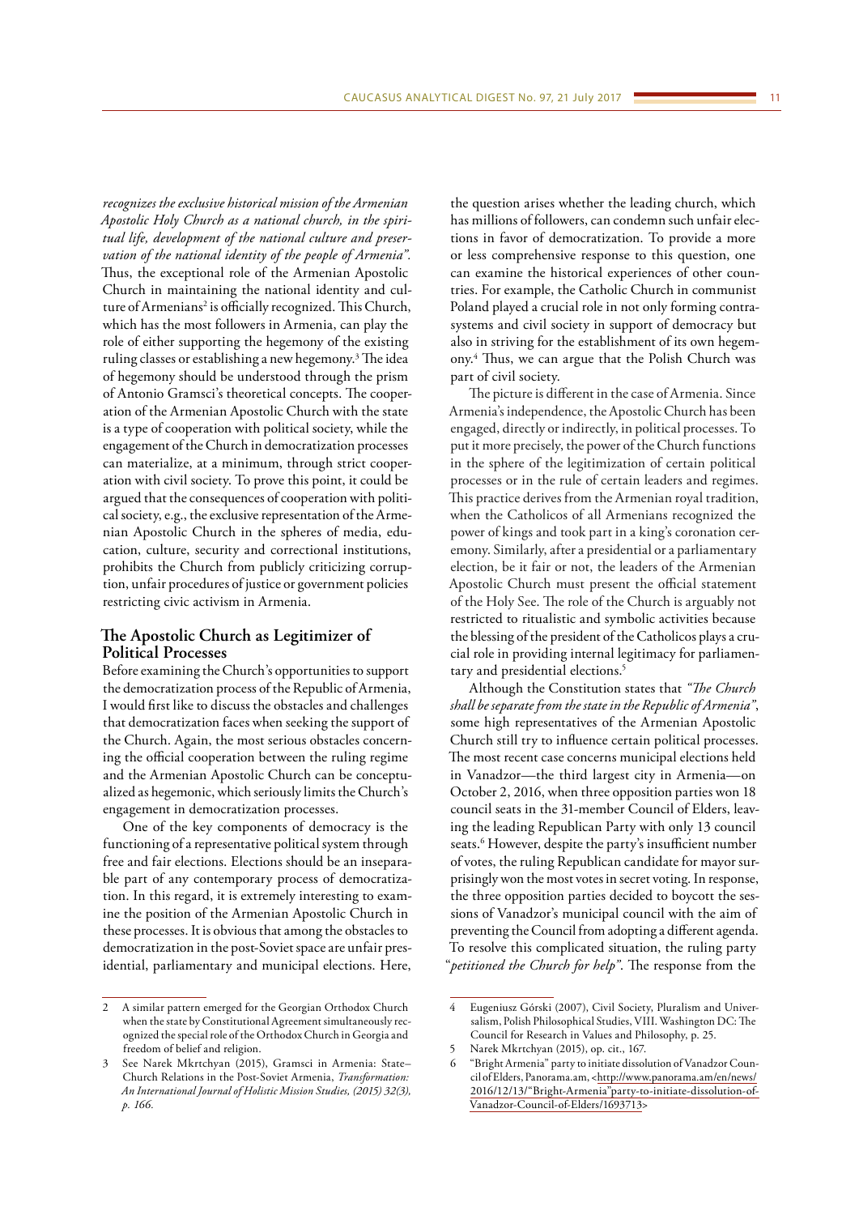*recognizes the exclusive historical mission of the Armenian Apostolic Holy Church as a national church, in the spiritual life, development of the national culture and preservation of the national identity of the people of Armenia"*. Thus, the exceptional role of the Armenian Apostolic Church in maintaining the national identity and culture of Armenians[2] is officially recognized. This Church, which has the most followers in Armenia, can play the role of either supporting the hegemony of the existing ruling classes or establishing a new hegemony.[3] The idea of hegemony should be understood through the prism of Antonio Gramsci's theoretical concepts. The cooperation of the Armenian Apostolic Church with the state is a type of cooperation with political society, while the engagement of the Church in democratization processes can materialize, at a minimum, through strict cooperation with civil society. To prove this point, it could be argued that the consequences of cooperation with political society, e.g., the exclusive representation of the Armenian Apostolic Church in the spheres of media, education, culture, security and correctional institutions, prohibits the Church from publicly criticizing corruption, unfair procedures of justice or government policies restricting civic activism in Armenia.

## The Apostolic Church as Legitimizer of Political Processes

Before examining the Church's opportunities to support the democratization process of the Republic of Armenia, I would first like to discuss the obstacles and challenges that democratization faces when seeking the support of the Church. Again, the most serious obstacles concerning the official cooperation between the ruling regime and the Armenian Apostolic Church can be conceptualized as hegemonic, which seriously limits the Church's engagement in democratization processes.

One of the key components of democracy is the functioning of a representative political system through free and fair elections. Elections should be an inseparable part of any contemporary process of democratization. In this regard, it is extremely interesting to examine the position of the Armenian Apostolic Church in these processes. It is obvious that among the obstacles to democratization in the post-Soviet space are unfair presidential, parliamentary and municipal elections. Here, the question arises whether the leading church, which has millions of followers, can condemn such unfair elections in favor of democratization. To provide a more or less comprehensive response to this question, one can examine the historical experiences of other countries. For example, the Catholic Church in communist Poland played a crucial role in not only forming contra-systems and civil society in support of democracy but also in striving for the establishment of its own hegemony.[4] Thus, we can argue that the Polish Church was part of civil society.

The picture is different in the case of Armenia. Since Armenia's independence, the Apostolic Church has been engaged, directly or indirectly, in political processes. To put it more precisely, the power of the Church functions in the sphere of the legitimization of certain political processes or in the rule of certain leaders and regimes. This practice derives from the Armenian royal tradition, when the Catholicos of all Armenians recognized the power of kings and took part in a king's coronation ceremony. Similarly, after a presidential or a parliamentary election, be it fair or not, the leaders of the Armenian Apostolic Church must present the official statement of the Holy See. The role of the Church is arguably not restricted to ritualistic and symbolic activities because the blessing of the president of the Catholicos plays a crucial role in providing internal legitimacy for parliamentary and presidential elections.[5]

Although the Constitution states that *"The Church shall be separate from the state in the Republic of Armenia"*, some high representatives of the Armenian Apostolic Church still try to influence certain political processes. The most recent case concerns municipal elections held in Vanadzor—the third largest city in Armenia—on October 2, 2016, when three opposition parties won 18 council seats in the 31-member Council of Elders, leaving the leading Republican Party with only 13 council seats.[6] However, despite the party's insufficient number of votes, the ruling Republican candidate for mayor surprisingly won the most votes in secret voting. In response, the three opposition parties decided to boycott the sessions of Vanadzor's municipal council with the aim of preventing the Council from adopting a different agenda. To resolve this complicated situation, the ruling party "*petitioned the Church for help*". The response from the

---

2 A similar pattern emerged for the Georgian Orthodox Church when the state by Constitutional Agreement simultaneously recognized the special role of the Orthodox Church in Georgia and freedom of belief and religion.

3 See Narek Mkrtchyan (2015), Gramsci in Armenia: State–Church Relations in the Post-Soviet Armenia, *Transformation: An International Journal of Holistic Mission Studies, (2015) 32(3), p. 166.*

4 Eugeniusz Górski (2007), Civil Society, Pluralism and Universalism, Polish Philosophical Studies, VIII. Washington DC: The Council for Research in Values and Philosophy, p. 25.

5 Narek Mkrtchyan (2015), op. cit., 167.

6 "Bright Armenia" party to initiate dissolution of Vanadzor Council of Elders, Panorama.am, <http://www.panorama.am/en/news/2016/12/13/"Bright-Armenia"party-to-initiate-dissolution-of-Vanadzor-Council-of-Elders/1693713>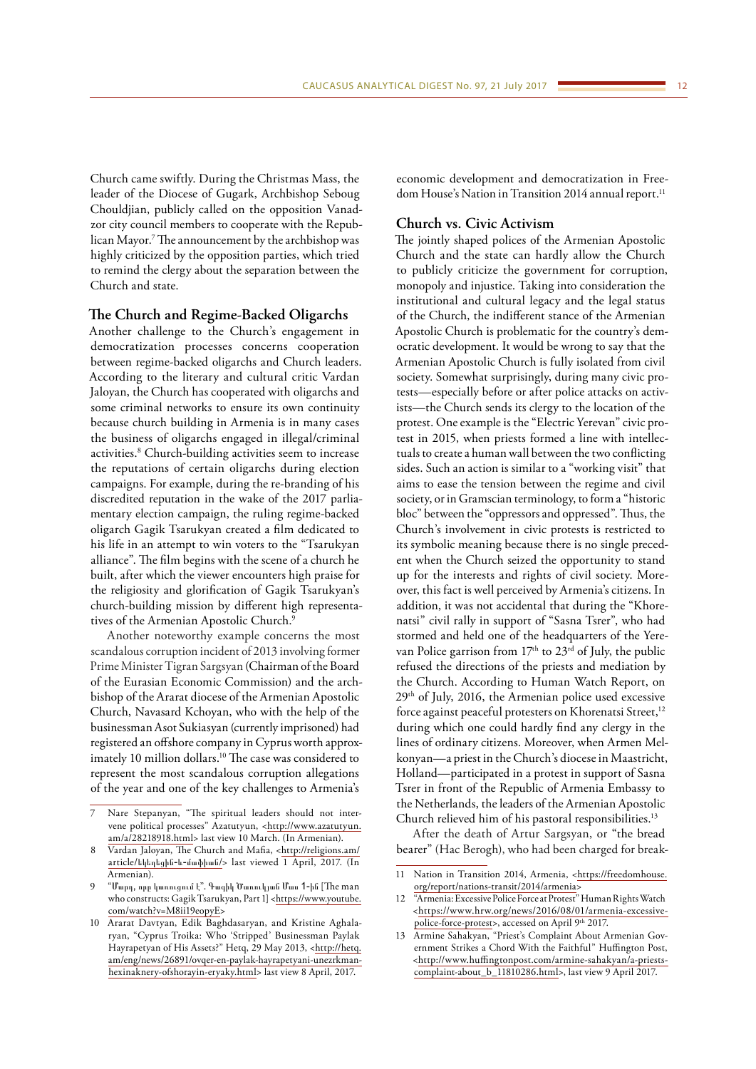Church came swiftly. During the Christmas Mass, the leader of the Diocese of Gugark, Archbishop Seboug Chouldjian, publicly called on the opposition Vanadzor city council members to cooperate with the Republican Mayor.[7] The announcement by the archbishop was highly criticized by the opposition parties, which tried to remind the clergy about the separation between the Church and state.

## The Church and Regime-Backed Oligarchs

Another challenge to the Church's engagement in democratization processes concerns cooperation between regime-backed oligarchs and Church leaders. According to the literary and cultural critic Vardan Jaloyan, the Church has cooperated with oligarchs and some criminal networks to ensure its own continuity because church building in Armenia is in many cases the business of oligarchs engaged in illegal/criminal activities.[8] Church-building activities seem to increase the reputations of certain oligarchs during election campaigns. For example, during the re-branding of his discredited reputation in the wake of the 2017 parliamentary election campaign, the ruling regime-backed oligarch Gagik Tsarukyan created a film dedicated to his life in an attempt to win voters to the "Tsarukyan alliance". The film begins with the scene of a church he built, after which the viewer encounters high praise for the religiosity and glorification of Gagik Tsarukyan's church-building mission by different high representatives of the Armenian Apostolic Church.[9]

Another noteworthy example concerns the most scandalous corruption incident of 2013 involving former Prime Minister Tigran Sargsyan (Chairman of the Board of the Eurasian Economic Commission) and the archbishop of the Ararat diocese of the Armenian Apostolic Church, Navasard Kchoyan, who with the help of the businessman Asot Sukiasyan (currently imprisoned) had registered an offshore company in Cyprus worth approximately 10 million dollars.[10] The case was considered to represent the most scandalous corruption allegations of the year and one of the key challenges to Armenia's economic development and democratization in Freedom House's Nation in Transition 2014 annual report.[11]

## Church vs. Civic Activism

The jointly shaped polices of the Armenian Apostolic Church and the state can hardly allow the Church to publicly criticize the government for corruption, monopoly and injustice. Taking into consideration the institutional and cultural legacy and the legal status of the Church, the indifferent stance of the Armenian Apostolic Church is problematic for the country's democratic development. It would be wrong to say that the Armenian Apostolic Church is fully isolated from civil society. Somewhat surprisingly, during many civic protests—especially before or after police attacks on activists—the Church sends its clergy to the location of the protest. One example is the "Electric Yerevan" civic protest in 2015, when priests formed a line with intellectuals to create a human wall between the two conflicting sides. Such an action is similar to a "working visit" that aims to ease the tension between the regime and civil society, or in Gramscian terminology, to form a "historic bloc" between the "oppressors and oppressed". Thus, the Church's involvement in civic protests is restricted to its symbolic meaning because there is no single precedent when the Church seized the opportunity to stand up for the interests and rights of civil society. Moreover, this fact is well perceived by Armenia's citizens. In addition, it was not accidental that during the "Khorenatsi" civil rally in support of "Sasna Tsrer", who had stormed and held one of the headquarters of the Yerevan Police garrison from 17th to 23rd of July, the public refused the directions of the priests and mediation by the Church. According to Human Watch Report, on 29th of July, 2016, the Armenian police used excessive force against peaceful protesters on Khorenatsi Street,[12] during which one could hardly find any clergy in the lines of ordinary citizens. Moreover, when Armen Melkonyan—a priest in the Church's diocese in Maastricht, Holland—participated in a protest in support of Sasna Tsrer in front of the Republic of Armenia Embassy to the Netherlands, the leaders of the Armenian Apostolic Church relieved him of his pastoral responsibilities.[13]

After the death of Artur Sargsyan, or "the bread bearer" (Hac Berogh), who had been charged for break-

---

7 Nare Stepanyan, "The spiritual leaders should not intervene political processes" Azatutyun, <http://www.azatutyun.am/a/28218918.html> last view 10 March. (In Armenian).

8 Vardan Jaloyan, The Church and Mafia, <http://religions.am/article/եկեղեցին-և-մաֆիան/> last viewed 1 April, 2017. (In Armenian).

9 "Մարդ, որը կառուցում է". Գագիկ Ծառուկյան Մաս 1-ին [The man who constructs: Gagik Tsarukyan, Part 1] <https://www.youtube.com/watch?v=M8ii19eopyE>

10 Ararat Davtyan, Edik Baghdasaryan, and Kristine Aghalaryan, "Cyprus Troika: Who 'Stripped' Businessman Paylak Hayrapetyan of His Assets?" Hetq, 29 May 2013, <http://hetq.am/eng/news/26891/ovqer-en-paylak-hayrapetyani-unezrkman-hexinaknery-ofshorayin-eryaky.html> last view 8 April, 2017.

11 Nation in Transition 2014, Armenia, <https://freedomhouse.org/report/nations-transit/2014/armenia>

12 "Armenia: Excessive Police Force at Protest" Human Rights Watch <https://www.hrw.org/news/2016/08/01/armenia-excessive-police-force-protest>, accessed on April 9th 2017.

13 Armine Sahakyan, "Priest's Complaint About Armenian Government Strikes a Chord With the Faithful" Huffington Post, <http://www.huffingtonpost.com/armine-sahakyan/a-priests-complaint-about_b_11810286.html>, last view 9 April 2017.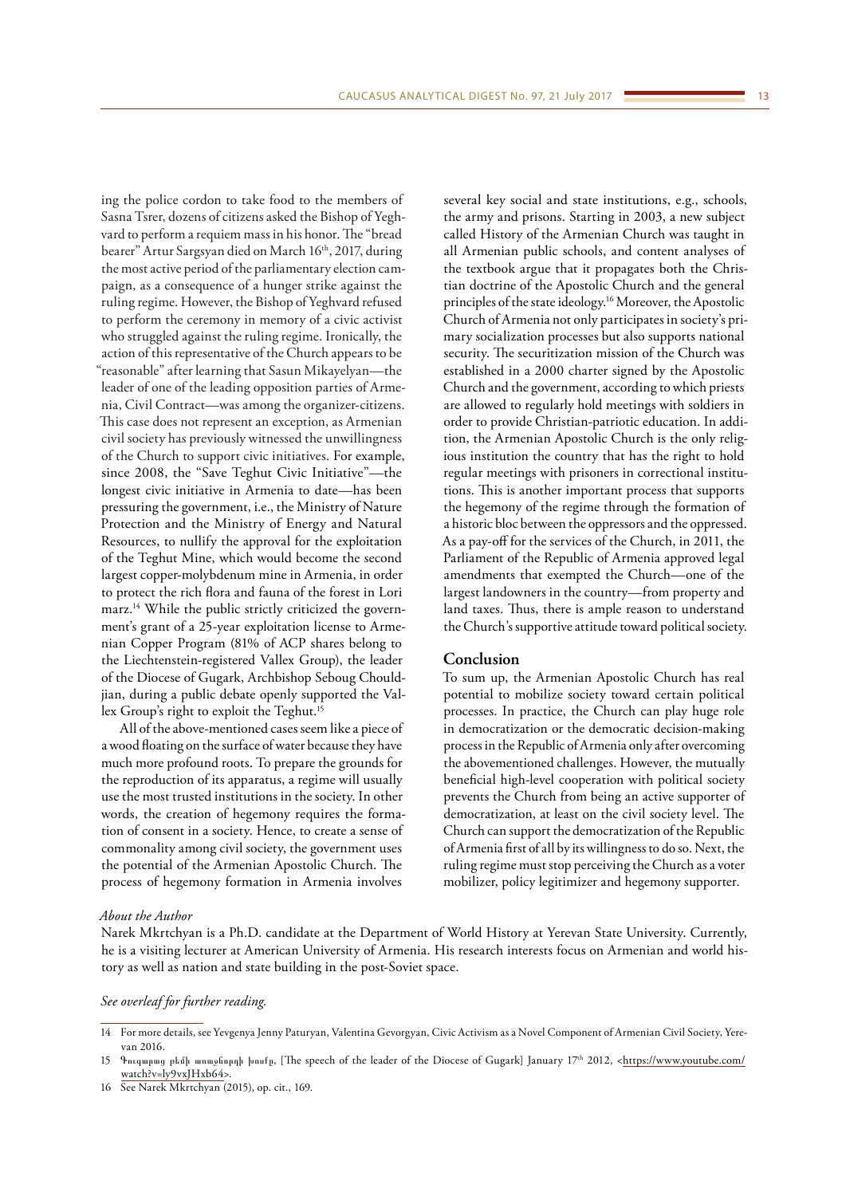ing the police cordon to take food to the members of Sasna Tsrer, dozens of citizens asked the Bishop of Yeghvard to perform a requiem mass in his honor. The "bread bearer" Artur Sargsyan died on March 16th, 2017, during the most active period of the parliamentary election campaign, as a consequence of a hunger strike against the ruling regime. However, the Bishop of Yeghvard refused to perform the ceremony in memory of a civic activist who struggled against the ruling regime. Ironically, the action of this representative of the Church appears to be "reasonable" after learning that Sasun Mikayelyan—the leader of one of the leading opposition parties of Armenia, Civil Contract—was among the organizer-citizens. This case does not represent an exception, as Armenian civil society has previously witnessed the unwillingness of the Church to support civic initiatives. For example, since 2008, the "Save Teghut Civic Initiative"—the longest civic initiative in Armenia to date—has been pressuring the government, i.e., the Ministry of Nature Protection and the Ministry of Energy and Natural Resources, to nullify the approval for the exploitation of the Teghut Mine, which would become the second largest copper-molybdenum mine in Armenia, in order to protect the rich flora and fauna of the forest in Lori marz.[14] While the public strictly criticized the government's grant of a 25-year exploitation license to Armenian Copper Program (81% of ACP shares belong to the Liechtenstein-registered Vallex Group), the leader of the Diocese of Gugark, Archbishop Seboug Chouldjian, during a public debate openly supported the Vallex Group's right to exploit the Teghut.[15]

All of the above-mentioned cases seem like a piece of a wood floating on the surface of water because they have much more profound roots. To prepare the grounds for the reproduction of its apparatus, a regime will usually use the most trusted institutions in the society. In other words, the creation of hegemony requires the formation of consent in a society. Hence, to create a sense of commonality among civil society, the government uses the potential of the Armenian Apostolic Church. The process of hegemony formation in Armenia involves several key social and state institutions, e.g., schools, the army and prisons. Starting in 2003, a new subject called History of the Armenian Church was taught in all Armenian public schools, and content analyses of the textbook argue that it propagates both the Christian doctrine of the Apostolic Church and the general principles of the state ideology.[16] Moreover, the Apostolic Church of Armenia not only participates in society's primary socialization processes but also supports national security. The securitization mission of the Church was established in a 2000 charter signed by the Apostolic Church and the government, according to which priests are allowed to regularly hold meetings with soldiers in order to provide Christian-patriotic education. In addition, the Armenian Apostolic Church is the only religious institution the country that has the right to hold regular meetings with prisoners in correctional institutions. This is another important process that supports the hegemony of the regime through the formation of a historic bloc between the oppressors and the oppressed. As a pay-off for the services of the Church, in 2011, the Parliament of the Republic of Armenia approved legal amendments that exempted the Church—one of the largest landowners in the country—from property and land taxes. Thus, there is ample reason to understand the Church's supportive attitude toward political society.

## Conclusion

To sum up, the Armenian Apostolic Church has real potential to mobilize society toward certain political processes. In practice, the Church can play huge role in democratization or the democratic decision-making process in the Republic of Armenia only after overcoming the abovementioned challenges. However, the mutually beneficial high-level cooperation with political society prevents the Church from being an active supporter of democratization, at least on the civil society level. The Church can support the democratization of the Republic of Armenia first of all by its willingness to do so. Next, the ruling regime must stop perceiving the Church as a voter mobilizer, policy legitimizer and hegemony supporter.

*About the Author*

Narek Mkrtchyan is a Ph.D. candidate at the Department of World History at Yerevan State University. Currently, he is a visiting lecturer at American University of Armenia. His research interests focus on Armenian and world history as well as nation and state building in the post-Soviet space.

*See overleaf for further reading.*

---

14 For more details, see Yevgenya Jenny Paturyan, Valentina Gevorgyan, Civic Activism as a Novel Component of Armenian Civil Society, Yerevan 2016.

15 Գուգարաց թեմի առաջնորդի խոսքը, [The speech of the leader of the Diocese of Gugark] January 17th 2012, <https://www.youtube.com/watch?v=ly9vxJHxb64>.

16 See Narek Mkrtchyan (2015), op. cit., 169.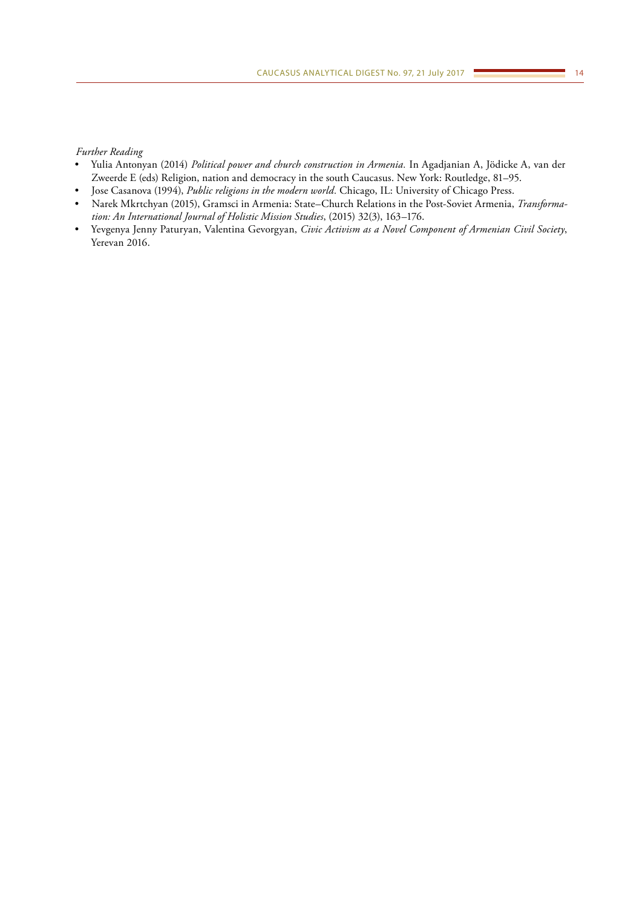*Further Reading*

- Yulia Antonyan (2014) *Political power and church construction in Armenia.* In Agadjanian A, Jödicke A, van der Zweerde E (eds) Religion, nation and democracy in the south Caucasus. New York: Routledge, 81–95.
- Jose Casanova (1994), *Public religions in the modern world.* Chicago, IL: University of Chicago Press.
- Narek Mkrtchyan (2015), Gramsci in Armenia: State–Church Relations in the Post-Soviet Armenia, *Transformation: An International Journal of Holistic Mission Studies*, (2015) 32(3), 163–176.
- Yevgenya Jenny Paturyan, Valentina Gevorgyan, *Civic Activism as a Novel Component of Armenian Civil Society*, Yerevan 2016.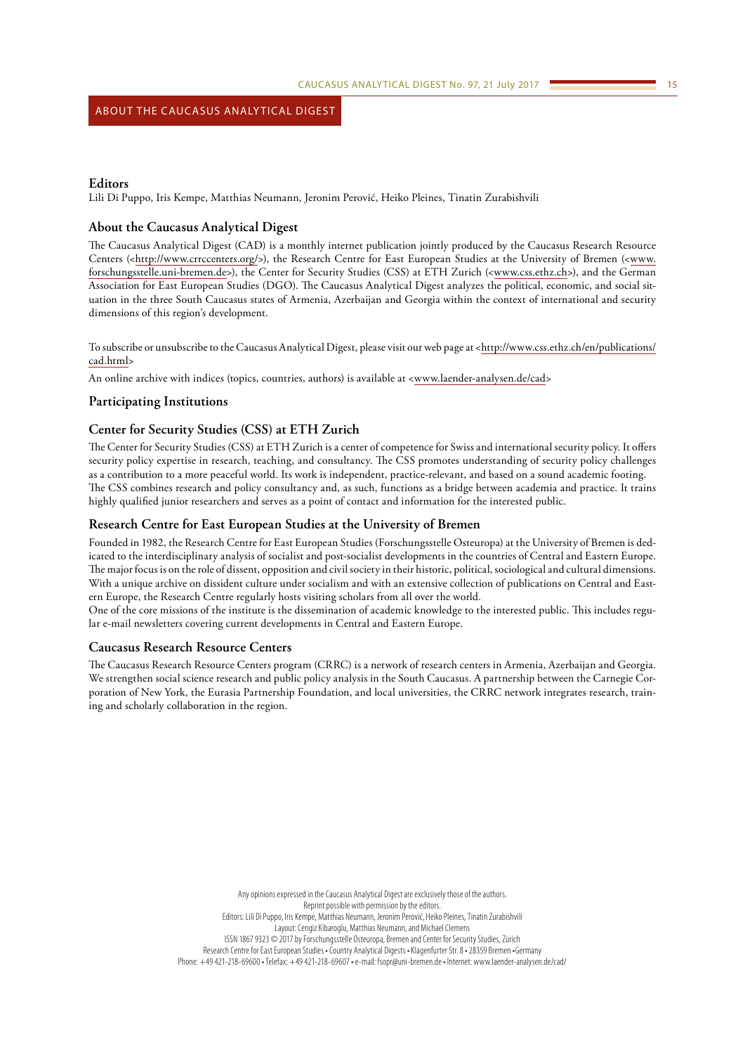## ABOUT THE CAUCASUS ANALYTICAL DIGEST

### Editors

Lili Di Puppo, Iris Kempe, Matthias Neumann, Jeronim Perović, Heiko Pleines, Tinatin Zurabishvili

### About the Caucasus Analytical Digest

The Caucasus Analytical Digest (CAD) is a monthly internet publication jointly produced by the Caucasus Research Resource Centers (<http://www.crrccenters.org/>), the Research Centre for East European Studies at the University of Bremen (<www.forschungsstelle.uni-bremen.de>), the Center for Security Studies (CSS) at ETH Zurich (<www.css.ethz.ch>), and the German Association for East European Studies (DGO). The Caucasus Analytical Digest analyzes the political, economic, and social situation in the three South Caucasus states of Armenia, Azerbaijan and Georgia within the context of international and security dimensions of this region's development.

To subscribe or unsubscribe to the Caucasus Analytical Digest, please visit our web page at <http://www.css.ethz.ch/en/publications/cad.html>

An online archive with indices (topics, countries, authors) is available at <www.laender-analysen.de/cad>

### Participating Institutions

### Center for Security Studies (CSS) at ETH Zurich

The Center for Security Studies (CSS) at ETH Zurich is a center of competence for Swiss and international security policy. It offers security policy expertise in research, teaching, and consultancy. The CSS promotes understanding of security policy challenges as a contribution to a more peaceful world. Its work is independent, practice-relevant, and based on a sound academic footing. The CSS combines research and policy consultancy and, as such, functions as a bridge between academia and practice. It trains highly qualified junior researchers and serves as a point of contact and information for the interested public.

### Research Centre for East European Studies at the University of Bremen

Founded in 1982, the Research Centre for East European Studies (Forschungsstelle Osteuropa) at the University of Bremen is dedicated to the interdisciplinary analysis of socialist and post-socialist developments in the countries of Central and Eastern Europe. The major focus is on the role of dissent, opposition and civil society in their historic, political, sociological and cultural dimensions. With a unique archive on dissident culture under socialism and with an extensive collection of publications on Central and Eastern Europe, the Research Centre regularly hosts visiting scholars from all over the world.

One of the core missions of the institute is the dissemination of academic knowledge to the interested public. This includes regular e-mail newsletters covering current developments in Central and Eastern Europe.

### Caucasus Research Resource Centers

The Caucasus Research Resource Centers program (CRRC) is a network of research centers in Armenia, Azerbaijan and Georgia. We strengthen social science research and public policy analysis in the South Caucasus. A partnership between the Carnegie Corporation of New York, the Eurasia Partnership Foundation, and local universities, the CRRC network integrates research, training and scholarly collaboration in the region.

Any opinions expressed in the Caucasus Analytical Digest are exclusively those of the authors.
Reprint possible with permission by the editors.
Editors: Lili Di Puppo, Iris Kempe, Matthias Neumann, Jeronim Perović, Heiko Pleines, Tinatin Zurabishvili
Layout: Cengiz Kibaroglu, Matthias Neumann, and Michael Clemens
ISSN 1867 9323 © 2017 by Forschungsstelle Osteuropa, Bremen and Center for Security Studies, Zürich
Research Centre for East European Studies • Country Analytical Digests • Klagenfurter Str. 8 • 28359 Bremen • Germany
Phone: +49 421-218-69600 • Telefax: +49 421-218-69607 • e-mail: fsopr@uni-bremen.de • Internet: www.laender-analysen.de/cad/